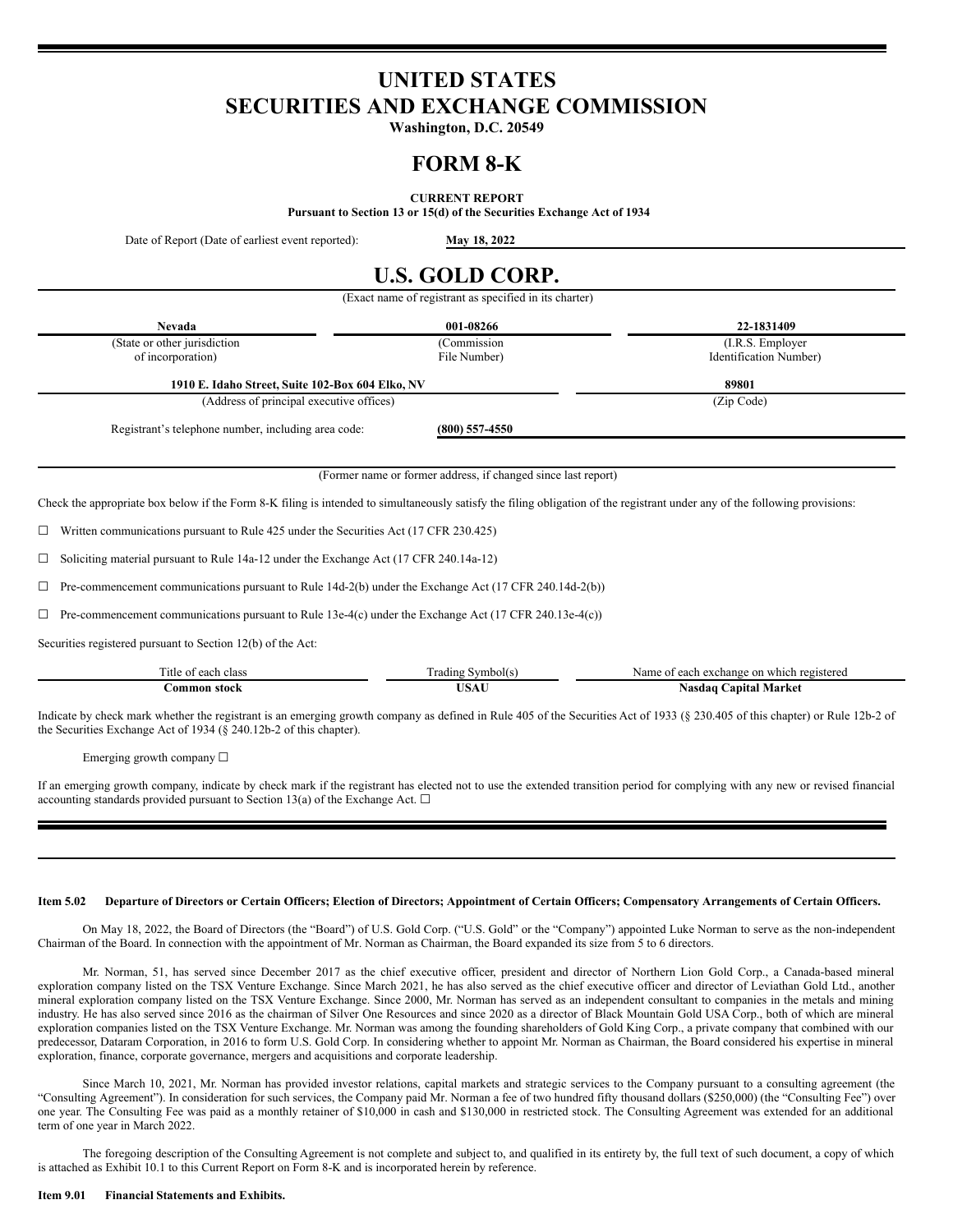# UNITED STATES
# SECURITIES AND EXCHANGE COMMISSION

**Washington, D.C. 20549**

# FORM 8-K

**CURRENT REPORT**

**Pursuant to Section 13 or 15(d) of the Securities Exchange Act of 1934**

Date of Report (Date of earliest event reported): **May 18, 2022**

# U.S. GOLD CORP.

(Exact name of registrant as specified in its charter)

| **Nevada** | **001-08266** | **22-1831409** |
|---|---|---|
| (State or other jurisdiction of incorporation) | (Commission File Number) | (I.R.S. Employer Identification Number) |

| **1910 E. Idaho Street, Suite 102-Box 604 Elko, NV** | **89801** |
|---|---|
| (Address of principal executive offices) | (Zip Code) |

Registrant's telephone number, including area code: **(800) 557-4550**

(Former name or former address, if changed since last report)

Check the appropriate box below if the Form 8-K filing is intended to simultaneously satisfy the filing obligation of the registrant under any of the following provisions:

☐ Written communications pursuant to Rule 425 under the Securities Act (17 CFR 230.425)

☐ Soliciting material pursuant to Rule 14a-12 under the Exchange Act (17 CFR 240.14a-12)

☐ Pre-commencement communications pursuant to Rule 14d-2(b) under the Exchange Act (17 CFR 240.14d-2(b))

☐ Pre-commencement communications pursuant to Rule 13e-4(c) under the Exchange Act (17 CFR 240.13e-4(c))

Securities registered pursuant to Section 12(b) of the Act:

| Title of each class | Trading Symbol(s) | Name of each exchange on which registered |
|---|---|---|
| **Common stock** | **USAU** | **Nasdaq Capital Market** |

Indicate by check mark whether the registrant is an emerging growth company as defined in Rule 405 of the Securities Act of 1933 (§ 230.405 of this chapter) or Rule 12b-2 of the Securities Exchange Act of 1934 (§ 240.12b-2 of this chapter).

Emerging growth company ☐

If an emerging growth company, indicate by check mark if the registrant has elected not to use the extended transition period for complying with any new or revised financial accounting standards provided pursuant to Section 13(a) of the Exchange Act. ☐

---

**Item 5.02 Departure of Directors or Certain Officers; Election of Directors; Appointment of Certain Officers; Compensatory Arrangements of Certain Officers.**

On May 18, 2022, the Board of Directors (the "Board") of U.S. Gold Corp. ("U.S. Gold" or the "Company") appointed Luke Norman to serve as the non-independent Chairman of the Board. In connection with the appointment of Mr. Norman as Chairman, the Board expanded its size from 5 to 6 directors.

Mr. Norman, 51, has served since December 2017 as the chief executive officer, president and director of Northern Lion Gold Corp., a Canada-based mineral exploration company listed on the TSX Venture Exchange. Since March 2021, he has also served as the chief executive officer and director of Leviathan Gold Ltd., another mineral exploration company listed on the TSX Venture Exchange. Since 2000, Mr. Norman has served as an independent consultant to companies in the metals and mining industry. He has also served since 2016 as the chairman of Silver One Resources and since 2020 as a director of Black Mountain Gold USA Corp., both of which are mineral exploration companies listed on the TSX Venture Exchange. Mr. Norman was among the founding shareholders of Gold King Corp., a private company that combined with our predecessor, Dataram Corporation, in 2016 to form U.S. Gold Corp. In considering whether to appoint Mr. Norman as Chairman, the Board considered his expertise in mineral exploration, finance, corporate governance, mergers and acquisitions and corporate leadership.

Since March 10, 2021, Mr. Norman has provided investor relations, capital markets and strategic services to the Company pursuant to a consulting agreement (the "Consulting Agreement"). In consideration for such services, the Company paid Mr. Norman a fee of two hundred fifty thousand dollars ($250,000) (the "Consulting Fee") over one year. The Consulting Fee was paid as a monthly retainer of $10,000 in cash and $130,000 in restricted stock. The Consulting Agreement was extended for an additional term of one year in March 2022.

The foregoing description of the Consulting Agreement is not complete and subject to, and qualified in its entirety by, the full text of such document, a copy of which is attached as Exhibit 10.1 to this Current Report on Form 8-K and is incorporated herein by reference.

**Item 9.01 Financial Statements and Exhibits.**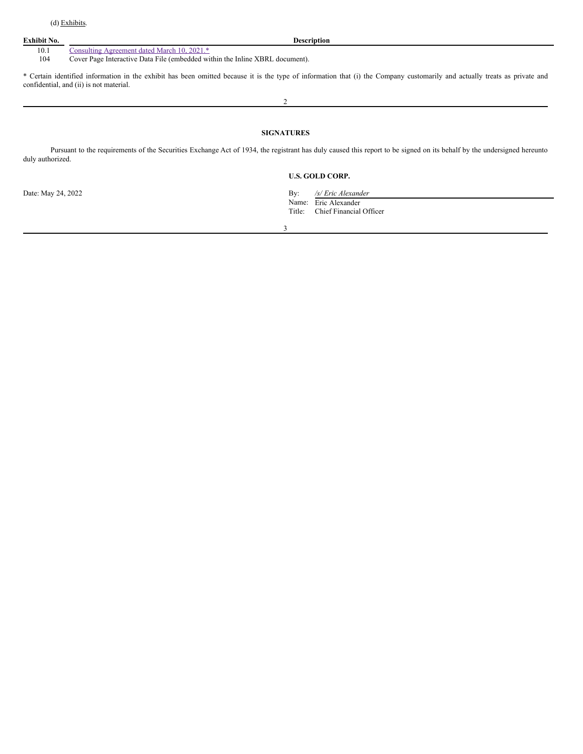(d) Exhibits.

| Exhibit No. | Description |
|---|---|
| 10.1 | Consulting Agreement dated March 10, 2021.* |
| 104 | Cover Page Interactive Data File (embedded within the Inline XBRL document). |

* Certain identified information in the exhibit has been omitted because it is the type of information that (i) the Company customarily and actually treats as private and confidential, and (ii) is not material.

## SIGNATURES

Pursuant to the requirements of the Securities Exchange Act of 1934, the registrant has duly caused this report to be signed on its behalf by the undersigned hereunto duly authorized.

**U.S. GOLD CORP.**

Date: May 24, 2022

By: */s/ Eric Alexander*
Name: Eric Alexander
Title: Chief Financial Officer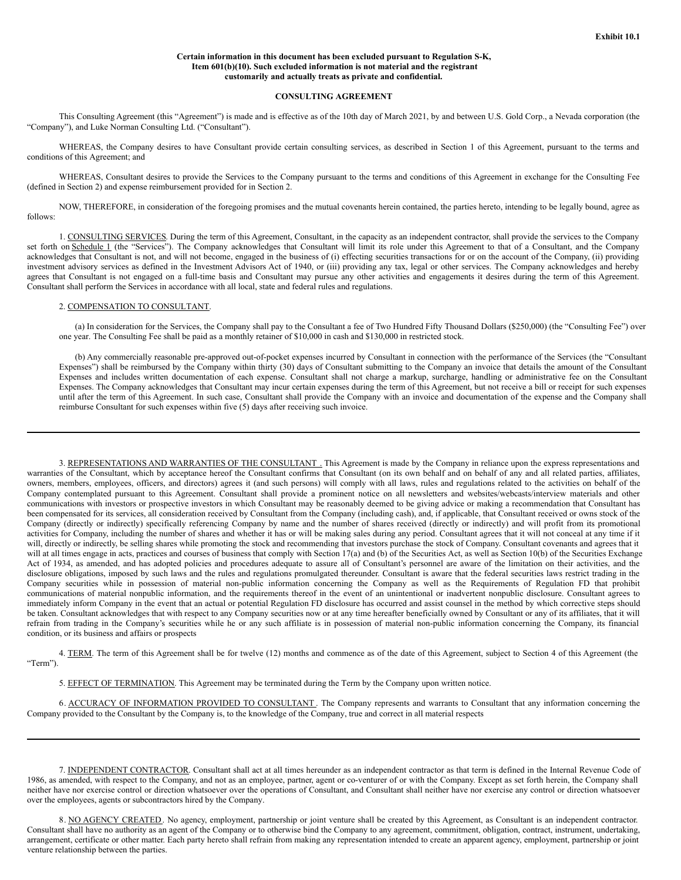**Exhibit 10.1**

**Certain information in this document has been excluded pursuant to Regulation S-K, Item 601(b)(10). Such excluded information is not material and the registrant customarily and actually treats as private and confidential.**

**CONSULTING AGREEMENT**

This Consulting Agreement (this "Agreement") is made and is effective as of the 10th day of March 2021, by and between U.S. Gold Corp., a Nevada corporation (the "Company"), and Luke Norman Consulting Ltd. ("Consultant").

WHEREAS, the Company desires to have Consultant provide certain consulting services, as described in Section 1 of this Agreement, pursuant to the terms and conditions of this Agreement; and

WHEREAS, Consultant desires to provide the Services to the Company pursuant to the terms and conditions of this Agreement in exchange for the Consulting Fee (defined in Section 2) and expense reimbursement provided for in Section 2.

NOW, THEREFORE, in consideration of the foregoing promises and the mutual covenants herein contained, the parties hereto, intending to be legally bound, agree as follows:

1. CONSULTING SERVICES. During the term of this Agreement, Consultant, in the capacity as an independent contractor, shall provide the services to the Company set forth on Schedule 1 (the "Services"). The Company acknowledges that Consultant will limit its role under this Agreement to that of a Consultant, and the Company acknowledges that Consultant is not, and will not become, engaged in the business of (i) effecting securities transactions for or on the account of the Company, (ii) providing investment advisory services as defined in the Investment Advisors Act of 1940, or (iii) providing any tax, legal or other services. The Company acknowledges and hereby agrees that Consultant is not engaged on a full-time basis and Consultant may pursue any other activities and engagements it desires during the term of this Agreement. Consultant shall perform the Services in accordance with all local, state and federal rules and regulations.

2. COMPENSATION TO CONSULTANT.

(a) In consideration for the Services, the Company shall pay to the Consultant a fee of Two Hundred Fifty Thousand Dollars ($250,000) (the "Consulting Fee") over one year. The Consulting Fee shall be paid as a monthly retainer of $10,000 in cash and $130,000 in restricted stock.

(b) Any commercially reasonable pre-approved out-of-pocket expenses incurred by Consultant in connection with the performance of the Services (the "Consultant Expenses") shall be reimbursed by the Company within thirty (30) days of Consultant submitting to the Company an invoice that details the amount of the Consultant Expenses and includes written documentation of each expense. Consultant shall not charge a markup, surcharge, handling or administrative fee on the Consultant Expenses. The Company acknowledges that Consultant may incur certain expenses during the term of this Agreement, but not receive a bill or receipt for such expenses until after the term of this Agreement. In such case, Consultant shall provide the Company with an invoice and documentation of the expense and the Company shall reimburse Consultant for such expenses within five (5) days after receiving such invoice.

---

3. REPRESENTATIONS AND WARRANTIES OF THE CONSULTANT . This Agreement is made by the Company in reliance upon the express representations and warranties of the Consultant, which by acceptance hereof the Consultant confirms that Consultant (on its own behalf and on behalf of any and all related parties, affiliates, owners, members, employees, officers, and directors) agrees it (and such persons) will comply with all laws, rules and regulations related to the activities on behalf of the Company contemplated pursuant to this Agreement. Consultant shall provide a prominent notice on all newsletters and websites/webcasts/interview materials and other communications with investors or prospective investors in which Consultant may be reasonably deemed to be giving advice or making a recommendation that Consultant has been compensated for its services, all consideration received by Consultant from the Company (including cash), and, if applicable, that Consultant received or owns stock of the Company (directly or indirectly) specifically referencing Company by name and the number of shares received (directly or indirectly) and will profit from its promotional activities for Company, including the number of shares and whether it has or will be making sales during any period. Consultant agrees that it will not conceal at any time if it will, directly or indirectly, be selling shares while promoting the stock and recommending that investors purchase the stock of Company. Consultant covenants and agrees that it will at all times engage in acts, practices and courses of business that comply with Section 17(a) and (b) of the Securities Act, as well as Section 10(b) of the Securities Exchange Act of 1934, as amended, and has adopted policies and procedures adequate to assure all of Consultant's personnel are aware of the limitation on their activities, and the disclosure obligations, imposed by such laws and the rules and regulations promulgated thereunder. Consultant is aware that the federal securities laws restrict trading in the Company securities while in possession of material non-public information concerning the Company as well as the Requirements of Regulation FD that prohibit communications of material nonpublic information, and the requirements thereof in the event of an unintentional or inadvertent nonpublic disclosure. Consultant agrees to immediately inform Company in the event that an actual or potential Regulation FD disclosure has occurred and assist counsel in the method by which corrective steps should be taken. Consultant acknowledges that with respect to any Company securities now or at any time hereafter beneficially owned by Consultant or any of its affiliates, that it will refrain from trading in the Company's securities while he or any such affiliate is in possession of material non-public information concerning the Company, its financial condition, or its business and affairs or prospects

4. TERM. The term of this Agreement shall be for twelve (12) months and commence as of the date of this Agreement, subject to Section 4 of this Agreement (the "Term").

5. EFFECT OF TERMINATION. This Agreement may be terminated during the Term by the Company upon written notice.

6. ACCURACY OF INFORMATION PROVIDED TO CONSULTANT . The Company represents and warrants to Consultant that any information concerning the Company provided to the Consultant by the Company is, to the knowledge of the Company, true and correct in all material respects

---

7. INDEPENDENT CONTRACTOR. Consultant shall act at all times hereunder as an independent contractor as that term is defined in the Internal Revenue Code of 1986, as amended, with respect to the Company, and not as an employee, partner, agent or co-venturer of or with the Company. Except as set forth herein, the Company shall neither have nor exercise control or direction whatsoever over the operations of Consultant, and Consultant shall neither have nor exercise any control or direction whatsoever over the employees, agents or subcontractors hired by the Company.

8. NO AGENCY CREATED . No agency, employment, partnership or joint venture shall be created by this Agreement, as Consultant is an independent contractor. Consultant shall have no authority as an agent of the Company or to otherwise bind the Company to any agreement, commitment, obligation, contract, instrument, undertaking, arrangement, certificate or other matter. Each party hereto shall refrain from making any representation intended to create an apparent agency, employment, partnership or joint venture relationship between the parties.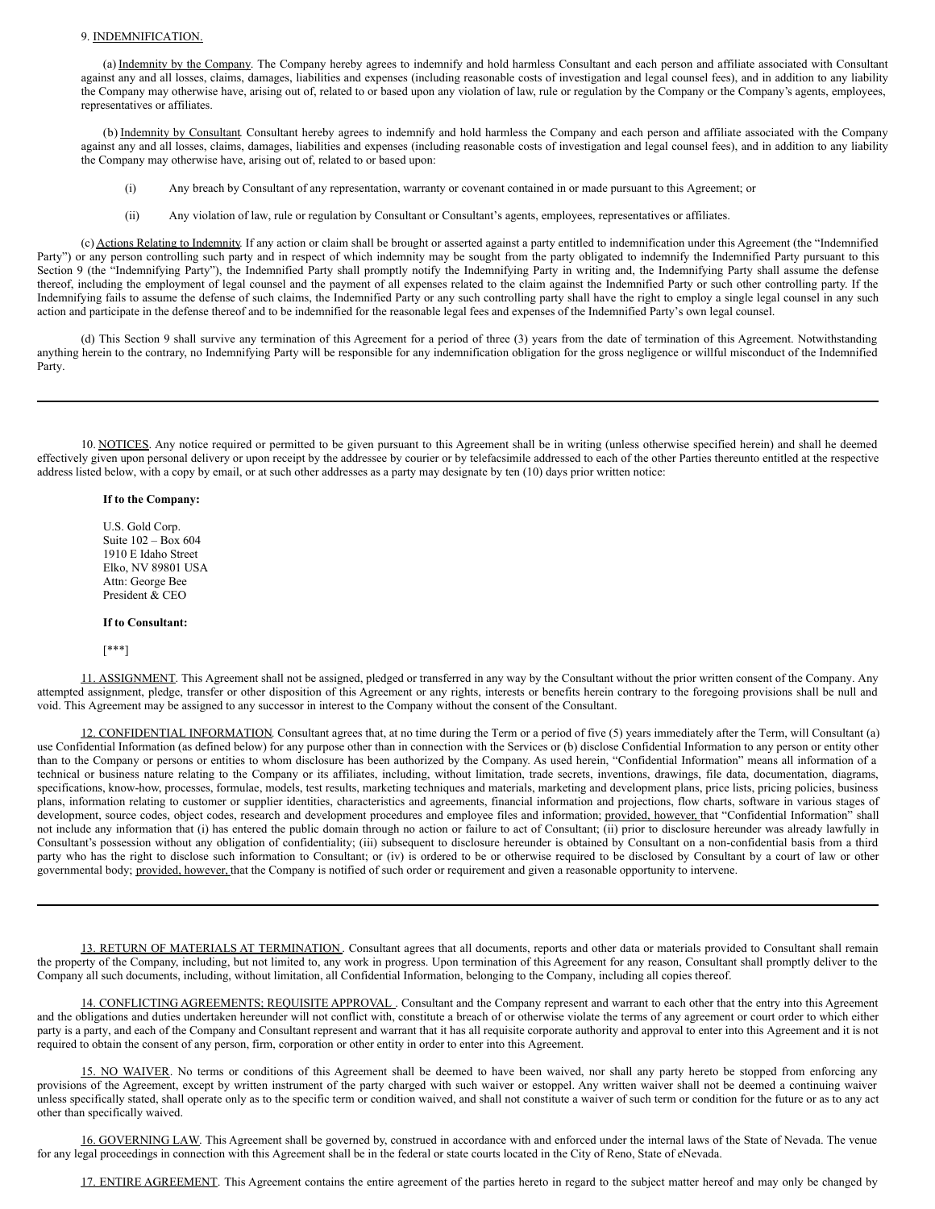9. INDEMNIFICATION.

(a) Indemnity by the Company. The Company hereby agrees to indemnify and hold harmless Consultant and each person and affiliate associated with Consultant against any and all losses, claims, damages, liabilities and expenses (including reasonable costs of investigation and legal counsel fees), and in addition to any liability the Company may otherwise have, arising out of, related to or based upon any violation of law, rule or regulation by the Company or the Company's agents, employees, representatives or affiliates.

(b) Indemnity by Consultant. Consultant hereby agrees to indemnify and hold harmless the Company and each person and affiliate associated with the Company against any and all losses, claims, damages, liabilities and expenses (including reasonable costs of investigation and legal counsel fees), and in addition to any liability the Company may otherwise have, arising out of, related to or based upon:

(i) Any breach by Consultant of any representation, warranty or covenant contained in or made pursuant to this Agreement; or

(ii) Any violation of law, rule or regulation by Consultant or Consultant's agents, employees, representatives or affiliates.

(c) Actions Relating to Indemnity. If any action or claim shall be brought or asserted against a party entitled to indemnification under this Agreement (the "Indemnified Party") or any person controlling such party and in respect of which indemnity may be sought from the party obligated to indemnify the Indemnified Party pursuant to this Section 9 (the "Indemnifying Party"), the Indemnified Party shall promptly notify the Indemnifying Party in writing and, the Indemnifying Party shall assume the defense thereof, including the employment of legal counsel and the payment of all expenses related to the claim against the Indemnified Party or such other controlling party. If the Indemnifying fails to assume the defense of such claims, the Indemnified Party or any such controlling party shall have the right to employ a single legal counsel in any such action and participate in the defense thereof and to be indemnified for the reasonable legal fees and expenses of the Indemnified Party's own legal counsel.

(d) This Section 9 shall survive any termination of this Agreement for a period of three (3) years from the date of termination of this Agreement. Notwithstanding anything herein to the contrary, no Indemnifying Party will be responsible for any indemnification obligation for the gross negligence or willful misconduct of the Indemnified Party.

---

10. NOTICES. Any notice required or permitted to be given pursuant to this Agreement shall be in writing (unless otherwise specified herein) and shall he deemed effectively given upon personal delivery or upon receipt by the addressee by courier or by telefacsimile addressed to each of the other Parties thereunto entitled at the respective address listed below, with a copy by email, or at such other addresses as a party may designate by ten (10) days prior written notice:

**If to the Company:**

U.S. Gold Corp.
Suite 102 – Box 604
1910 E Idaho Street
Elko, NV 89801 USA
Attn: George Bee
President & CEO

**If to Consultant:**

[***]

11. ASSIGNMENT. This Agreement shall not be assigned, pledged or transferred in any way by the Consultant without the prior written consent of the Company. Any attempted assignment, pledge, transfer or other disposition of this Agreement or any rights, interests or benefits herein contrary to the foregoing provisions shall be null and void. This Agreement may be assigned to any successor in interest to the Company without the consent of the Consultant.

12. CONFIDENTIAL INFORMATION. Consultant agrees that, at no time during the Term or a period of five (5) years immediately after the Term, will Consultant (a) use Confidential Information (as defined below) for any purpose other than in connection with the Services or (b) disclose Confidential Information to any person or entity other than to the Company or persons or entities to whom disclosure has been authorized by the Company. As used herein, "Confidential Information" means all information of a technical or business nature relating to the Company or its affiliates, including, without limitation, trade secrets, inventions, drawings, file data, documentation, diagrams, specifications, know-how, processes, formulae, models, test results, marketing techniques and materials, marketing and development plans, price lists, pricing policies, business plans, information relating to customer or supplier identities, characteristics and agreements, financial information and projections, flow charts, software in various stages of development, source codes, object codes, research and development procedures and employee files and information; provided, however, that "Confidential Information" shall not include any information that (i) has entered the public domain through no action or failure to act of Consultant; (ii) prior to disclosure hereunder was already lawfully in Consultant's possession without any obligation of confidentiality; (iii) subsequent to disclosure hereunder is obtained by Consultant on a non-confidential basis from a third party who has the right to disclose such information to Consultant; or (iv) is ordered to be or otherwise required to be disclosed by Consultant by a court of law or other governmental body; provided, however, that the Company is notified of such order or requirement and given a reasonable opportunity to intervene.

---

13. RETURN OF MATERIALS AT TERMINATION. Consultant agrees that all documents, reports and other data or materials provided to Consultant shall remain the property of the Company, including, but not limited to, any work in progress. Upon termination of this Agreement for any reason, Consultant shall promptly deliver to the Company all such documents, including, without limitation, all Confidential Information, belonging to the Company, including all copies thereof.

14. CONFLICTING AGREEMENTS; REQUISITE APPROVAL. Consultant and the Company represent and warrant to each other that the entry into this Agreement and the obligations and duties undertaken hereunder will not conflict with, constitute a breach of or otherwise violate the terms of any agreement or court order to which either party is a party, and each of the Company and Consultant represent and warrant that it has all requisite corporate authority and approval to enter into this Agreement and it is not required to obtain the consent of any person, firm, corporation or other entity in order to enter into this Agreement.

15. NO WAIVER. No terms or conditions of this Agreement shall be deemed to have been waived, nor shall any party hereto be stopped from enforcing any provisions of the Agreement, except by written instrument of the party charged with such waiver or estoppel. Any written waiver shall not be deemed a continuing waiver unless specifically stated, shall operate only as to the specific term or condition waived, and shall not constitute a waiver of such term or condition for the future or as to any act other than specifically waived.

16. GOVERNING LAW. This Agreement shall be governed by, construed in accordance with and enforced under the internal laws of the State of Nevada. The venue for any legal proceedings in connection with this Agreement shall be in the federal or state courts located in the City of Reno, State of eNevada.

17. ENTIRE AGREEMENT. This Agreement contains the entire agreement of the parties hereto in regard to the subject matter hereof and may only be changed by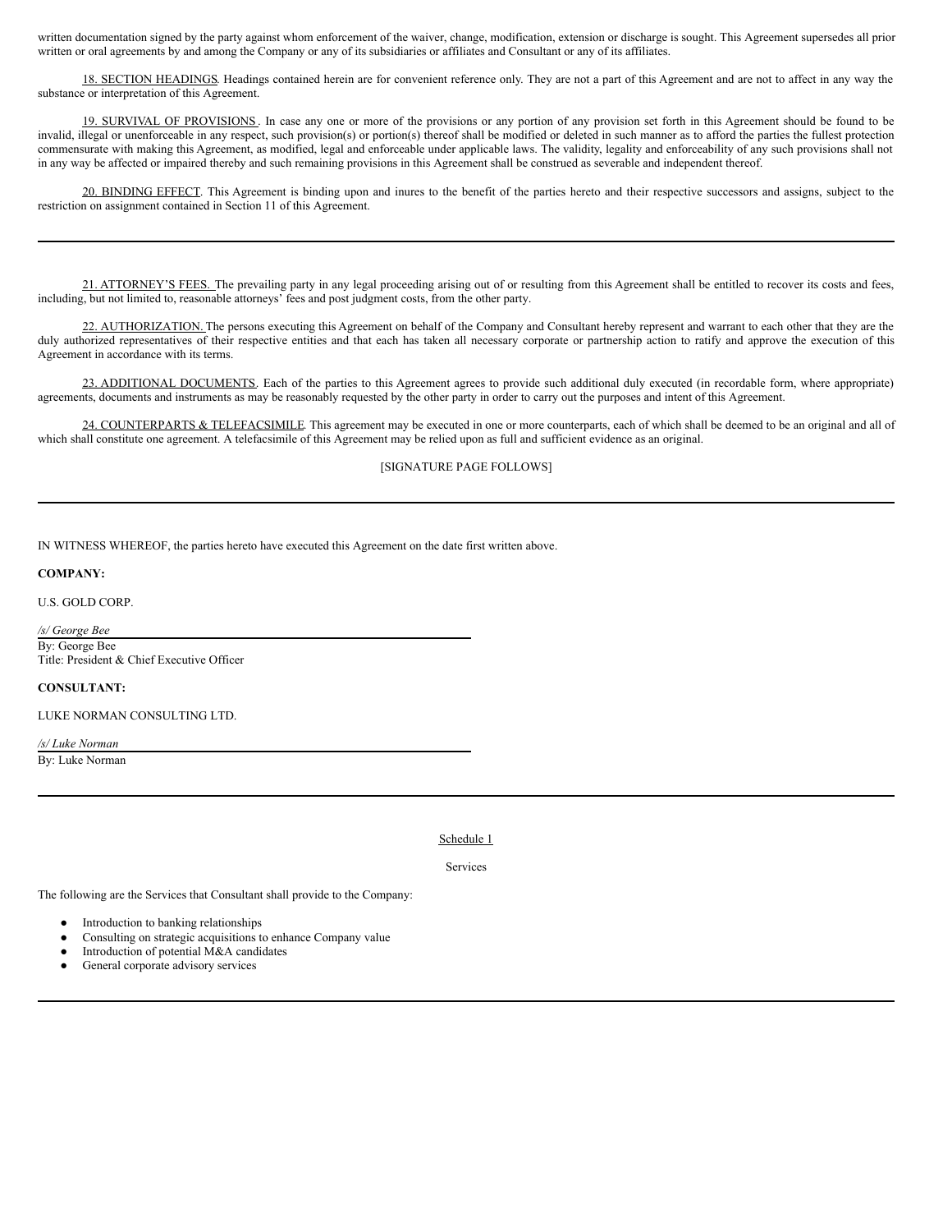written documentation signed by the party against whom enforcement of the waiver, change, modification, extension or discharge is sought. This Agreement supersedes all prior written or oral agreements by and among the Company or any of its subsidiaries or affiliates and Consultant or any of its affiliates.

18. SECTION HEADINGS. Headings contained herein are for convenient reference only. They are not a part of this Agreement and are not to affect in any way the substance or interpretation of this Agreement.

19. SURVIVAL OF PROVISIONS. In case any one or more of the provisions or any portion of any provision set forth in this Agreement should be found to be invalid, illegal or unenforceable in any respect, such provision(s) or portion(s) thereof shall be modified or deleted in such manner as to afford the parties the fullest protection commensurate with making this Agreement, as modified, legal and enforceable under applicable laws. The validity, legality and enforceability of any such provisions shall not in any way be affected or impaired thereby and such remaining provisions in this Agreement shall be construed as severable and independent thereof.

20. BINDING EFFECT. This Agreement is binding upon and inures to the benefit of the parties hereto and their respective successors and assigns, subject to the restriction on assignment contained in Section 11 of this Agreement.

---

21. ATTORNEY'S FEES. The prevailing party in any legal proceeding arising out of or resulting from this Agreement shall be entitled to recover its costs and fees, including, but not limited to, reasonable attorneys' fees and post judgment costs, from the other party.

22. AUTHORIZATION. The persons executing this Agreement on behalf of the Company and Consultant hereby represent and warrant to each other that they are the duly authorized representatives of their respective entities and that each has taken all necessary corporate or partnership action to ratify and approve the execution of this Agreement in accordance with its terms.

23. ADDITIONAL DOCUMENTS. Each of the parties to this Agreement agrees to provide such additional duly executed (in recordable form, where appropriate) agreements, documents and instruments as may be reasonably requested by the other party in order to carry out the purposes and intent of this Agreement.

24. COUNTERPARTS & TELEFACSIMILE. This agreement may be executed in one or more counterparts, each of which shall be deemed to be an original and all of which shall constitute one agreement. A telefacsimile of this Agreement may be relied upon as full and sufficient evidence as an original.

[SIGNATURE PAGE FOLLOWS]

---

IN WITNESS WHEREOF, the parties hereto have executed this Agreement on the date first written above.

**COMPANY:**

U.S. GOLD CORP.

*/s/ George Bee*

By: George Bee
Title: President & Chief Executive Officer

**CONSULTANT:**

LUKE NORMAN CONSULTING LTD.

*/s/ Luke Norman*

By: Luke Norman

---

Schedule 1

Services

The following are the Services that Consultant shall provide to the Company:

- Introduction to banking relationships
- Consulting on strategic acquisitions to enhance Company value
- Introduction of potential M&A candidates
- General corporate advisory services